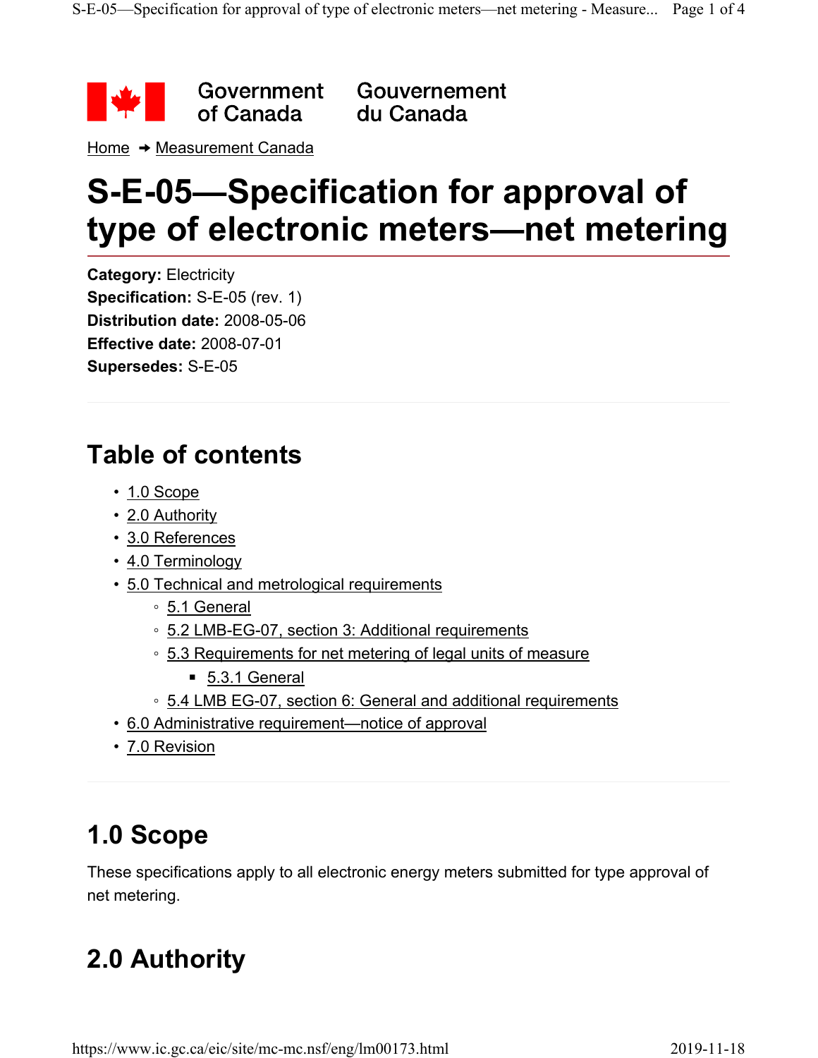Government of Canada | Gouvernement du Canada

Home → Measurement Canada

# S-E-05—Specification for approval of type of electronic meters—net metering

**Category:** Electricity
**Specification:** S-E-05 (rev. 1)
**Distribution date:** 2008-05-06
**Effective date:** 2008-07-01
**Supersedes:** S-E-05

## Table of contents

- 1.0 Scope
- 2.0 Authority
- 3.0 References
- 4.0 Terminology
- 5.0 Technical and metrological requirements
  - 5.1 General
  - 5.2 LMB-EG-07, section 3: Additional requirements
  - 5.3 Requirements for net metering of legal units of measure
    - 5.3.1 General
  - 5.4 LMB EG-07, section 6: General and additional requirements
- 6.0 Administrative requirement—notice of approval
- 7.0 Revision

## 1.0 Scope

These specifications apply to all electronic energy meters submitted for type approval of net metering.

## 2.0 Authority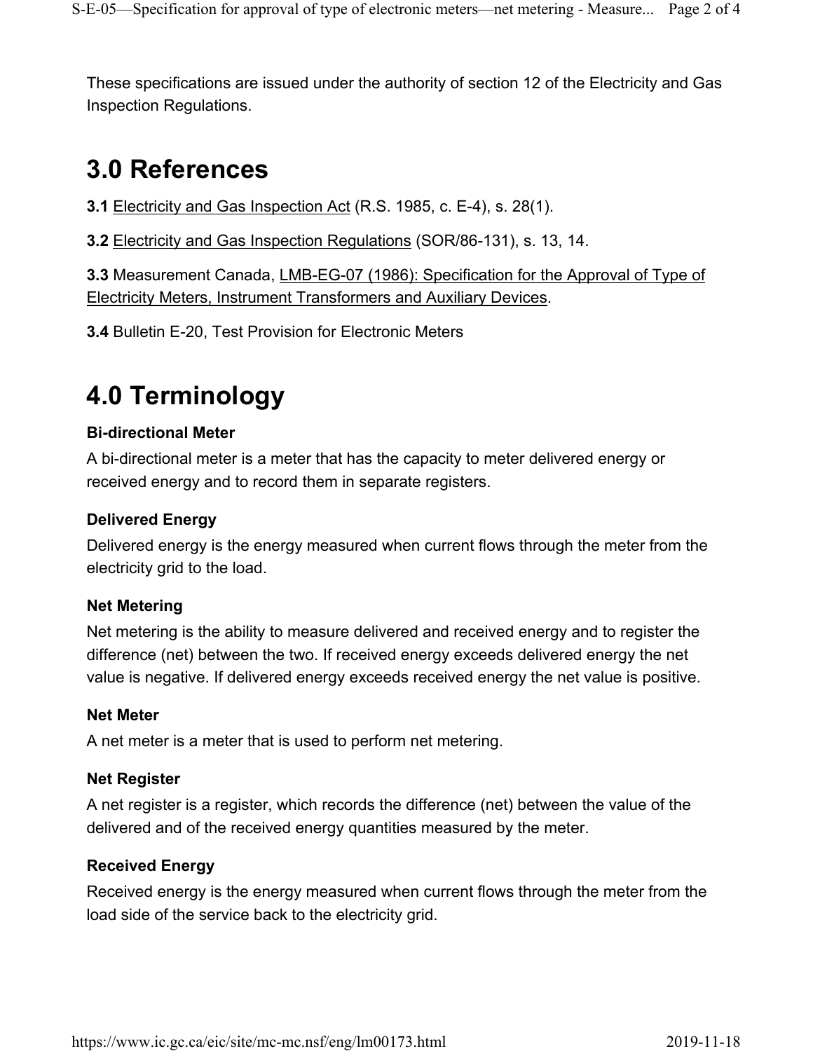These specifications are issued under the authority of section 12 of the Electricity and Gas Inspection Regulations.

## 3.0 References

**3.1** Electricity and Gas Inspection Act (R.S. 1985, c. E-4), s. 28(1).

**3.2** Electricity and Gas Inspection Regulations (SOR/86-131), s. 13, 14.

**3.3** Measurement Canada, LMB-EG-07 (1986): Specification for the Approval of Type of Electricity Meters, Instrument Transformers and Auxiliary Devices.

**3.4** Bulletin E-20, Test Provision for Electronic Meters

## 4.0 Terminology

#### Bi-directional Meter

A bi-directional meter is a meter that has the capacity to meter delivered energy or received energy and to record them in separate registers.

#### Delivered Energy

Delivered energy is the energy measured when current flows through the meter from the electricity grid to the load.

#### Net Metering

Net metering is the ability to measure delivered and received energy and to register the difference (net) between the two. If received energy exceeds delivered energy the net value is negative. If delivered energy exceeds received energy the net value is positive.

#### Net Meter

A net meter is a meter that is used to perform net metering.

#### Net Register

A net register is a register, which records the difference (net) between the value of the delivered and of the received energy quantities measured by the meter.

#### Received Energy

Received energy is the energy measured when current flows through the meter from the load side of the service back to the electricity grid.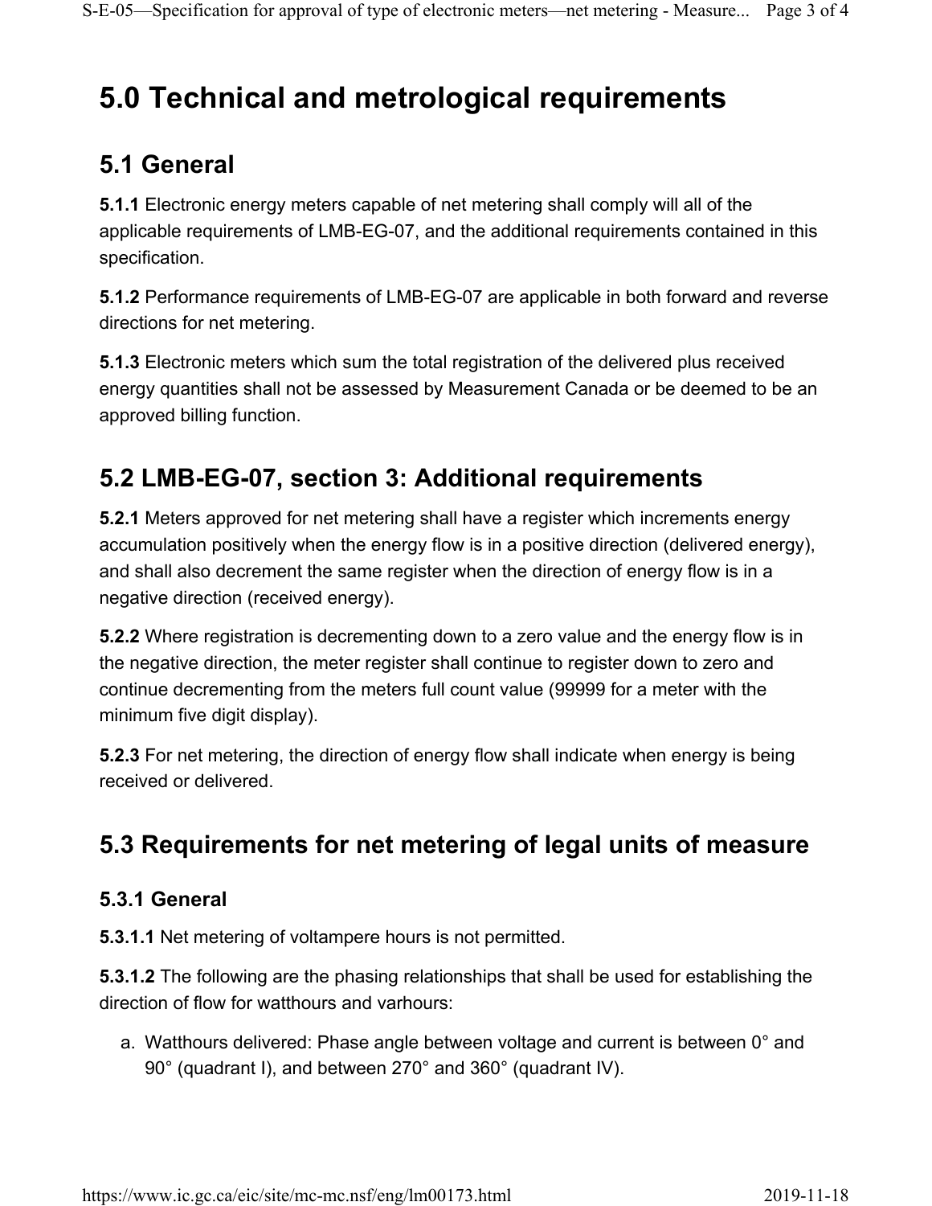# 5.0 Technical and metrological requirements

## 5.1 General

**5.1.1** Electronic energy meters capable of net metering shall comply will all of the applicable requirements of LMB-EG-07, and the additional requirements contained in this specification.

**5.1.2** Performance requirements of LMB-EG-07 are applicable in both forward and reverse directions for net metering.

**5.1.3** Electronic meters which sum the total registration of the delivered plus received energy quantities shall not be assessed by Measurement Canada or be deemed to be an approved billing function.

## 5.2 LMB-EG-07, section 3: Additional requirements

**5.2.1** Meters approved for net metering shall have a register which increments energy accumulation positively when the energy flow is in a positive direction (delivered energy), and shall also decrement the same register when the direction of energy flow is in a negative direction (received energy).

**5.2.2** Where registration is decrementing down to a zero value and the energy flow is in the negative direction, the meter register shall continue to register down to zero and continue decrementing from the meters full count value (99999 for a meter with the minimum five digit display).

**5.2.3** For net metering, the direction of energy flow shall indicate when energy is being received or delivered.

## 5.3 Requirements for net metering of legal units of measure

### 5.3.1 General

**5.3.1.1** Net metering of voltampere hours is not permitted.

**5.3.1.2** The following are the phasing relationships that shall be used for establishing the direction of flow for watthours and varhours:

a. Watthours delivered: Phase angle between voltage and current is between 0° and 90° (quadrant I), and between 270° and 360° (quadrant IV).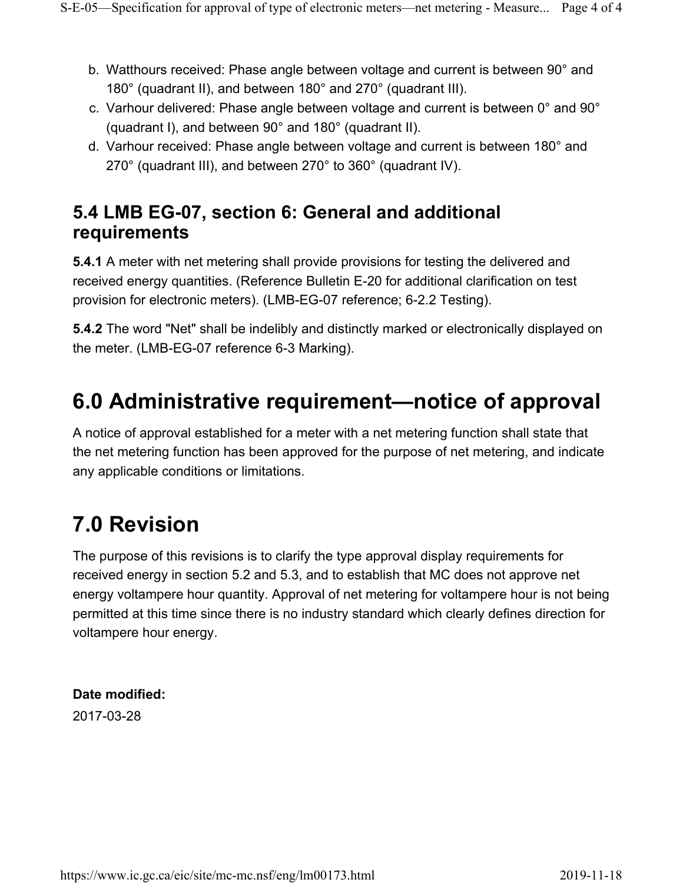b. Watthours received: Phase angle between voltage and current is between 90° and 180° (quadrant II), and between 180° and 270° (quadrant III).
c. Varhour delivered: Phase angle between voltage and current is between 0° and 90° (quadrant I), and between 90° and 180° (quadrant II).
d. Varhour received: Phase angle between voltage and current is between 180° and 270° (quadrant III), and between 270° to 360° (quadrant IV).

### 5.4 LMB EG-07, section 6: General and additional requirements

**5.4.1** A meter with net metering shall provide provisions for testing the delivered and received energy quantities. (Reference Bulletin E-20 for additional clarification on test provision for electronic meters). (LMB-EG-07 reference; 6-2.2 Testing).

**5.4.2** The word "Net" shall be indelibly and distinctly marked or electronically displayed on the meter. (LMB-EG-07 reference 6-3 Marking).

## 6.0 Administrative requirement—notice of approval

A notice of approval established for a meter with a net metering function shall state that the net metering function has been approved for the purpose of net metering, and indicate any applicable conditions or limitations.

## 7.0 Revision

The purpose of this revisions is to clarify the type approval display requirements for received energy in section 5.2 and 5.3, and to establish that MC does not approve net energy voltampere hour quantity. Approval of net metering for voltampere hour is not being permitted at this time since there is no industry standard which clearly defines direction for voltampere hour energy.

**Date modified:**

2017-03-28